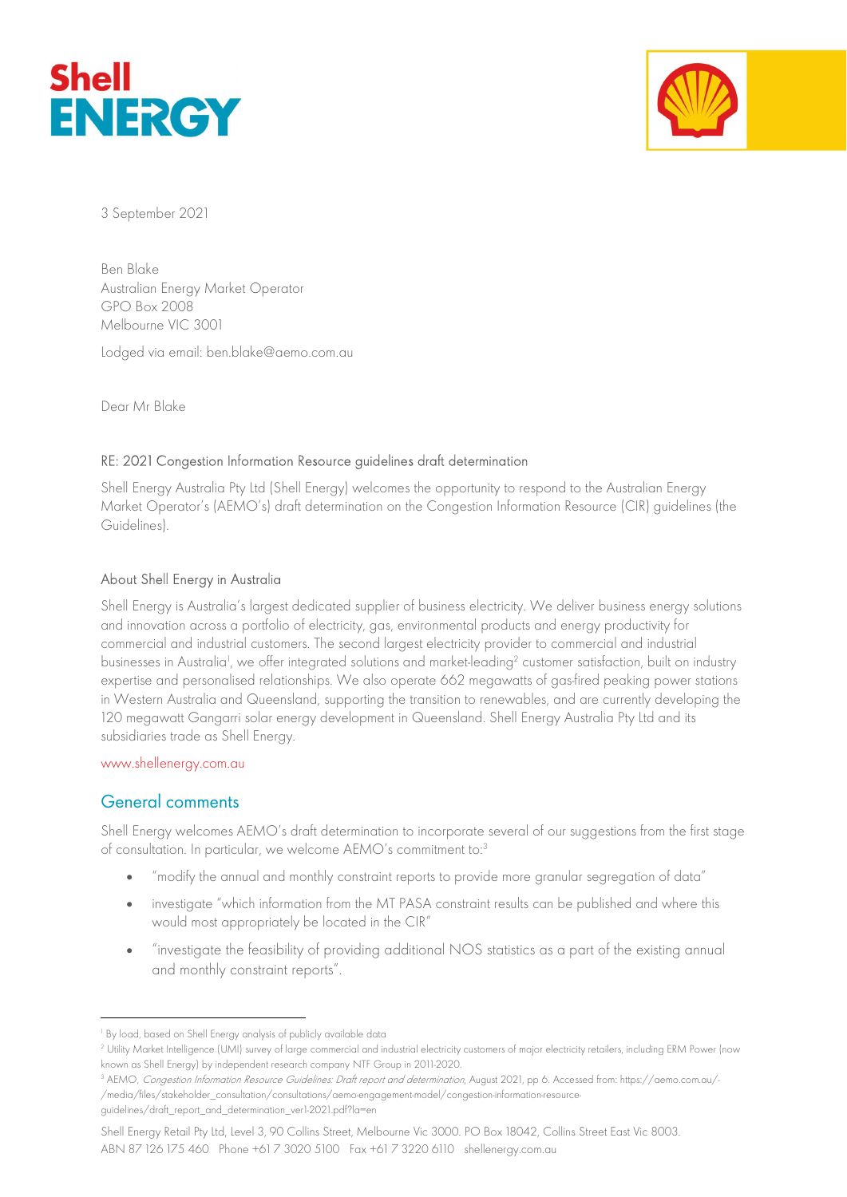3 September 2021

Ben Blake
Australian Energy Market Operator
GPO Box 2008
Melbourne VIC 3001

Lodged via email: ben.blake@aemo.com.au

Dear Mr Blake

RE: 2021 Congestion Information Resource guidelines draft determination

Shell Energy Australia Pty Ltd (Shell Energy) welcomes the opportunity to respond to the Australian Energy Market Operator's (AEMO's) draft determination on the Congestion Information Resource (CIR) guidelines (the Guidelines).

## About Shell Energy in Australia

Shell Energy is Australia's largest dedicated supplier of business electricity. We deliver business energy solutions and innovation across a portfolio of electricity, gas, environmental products and energy productivity for commercial and industrial customers. The second largest electricity provider to commercial and industrial businesses in Australia[1], we offer integrated solutions and market-leading[2] customer satisfaction, built on industry expertise and personalised relationships. We also operate 662 megawatts of gas-fired peaking power stations in Western Australia and Queensland, supporting the transition to renewables, and are currently developing the 120 megawatt Gangarri solar energy development in Queensland. Shell Energy Australia Pty Ltd and its subsidiaries trade as Shell Energy.

www.shellenergy.com.au

## General comments

Shell Energy welcomes AEMO's draft determination to incorporate several of our suggestions from the first stage of consultation. In particular, we welcome AEMO's commitment to:[3]

- "modify the annual and monthly constraint reports to provide more granular segregation of data"
- investigate "which information from the MT PASA constraint results can be published and where this would most appropriately be located in the CIR"
- "investigate the feasibility of providing additional NOS statistics as a part of the existing annual and monthly constraint reports".

---

[1] By load, based on Shell Energy analysis of publicly available data

[2] Utility Market Intelligence (UMI) survey of large commercial and industrial electricity customers of major electricity retailers, including ERM Power (now known as Shell Energy) by independent research company NTF Group in 2011-2020.

[3] AEMO, *Congestion Information Resource Guidelines: Draft report and determination*, August 2021, pp 6. Accessed from: https://aemo.com.au/-/media/files/stakeholder_consultation/consultations/aemo-engagement-model/congestion-information-resource-guidelines/draft_report_and_determination_ver1-2021.pdf?la=en

Shell Energy Retail Pty Ltd, Level 3, 90 Collins Street, Melbourne Vic 3000. PO Box 18042, Collins Street East Vic 8003.
ABN 87 126 175 460 Phone +61 7 3020 5100 Fax +61 7 3220 6110 shellenergy.com.au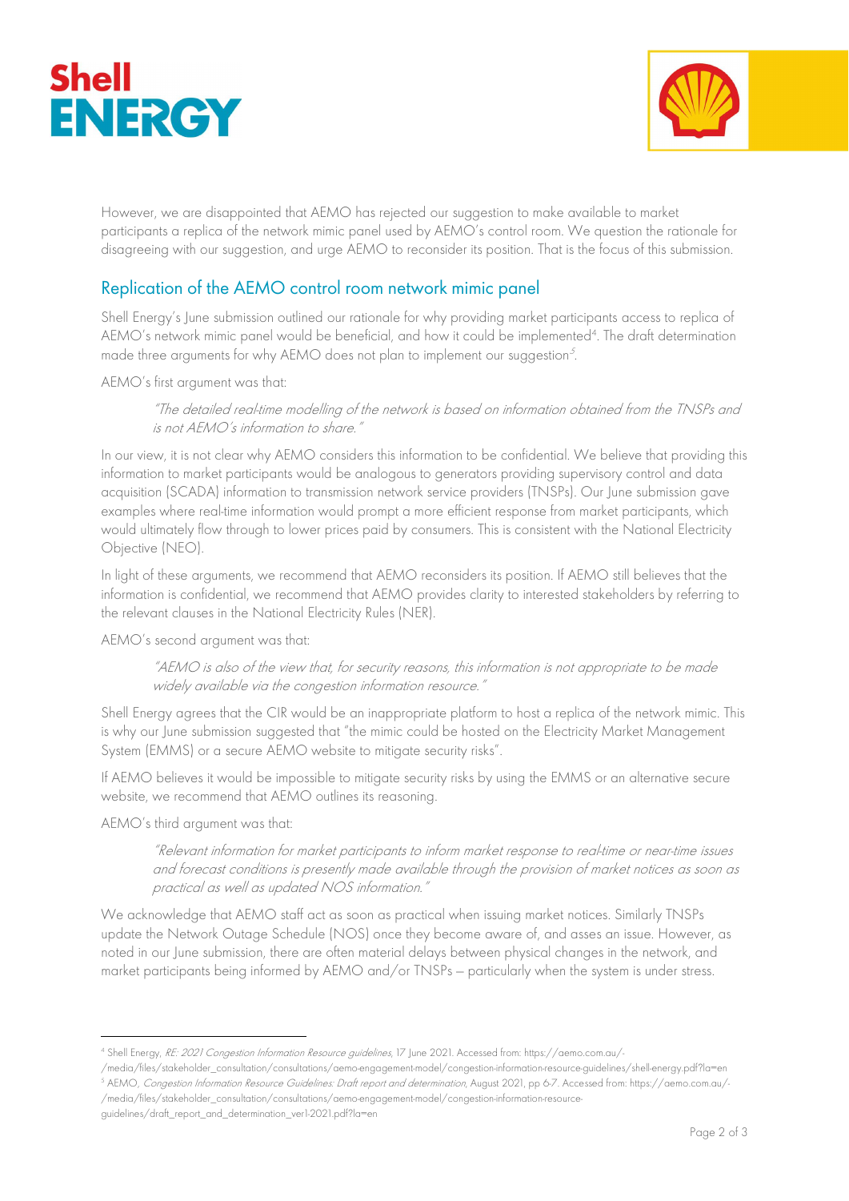However, we are disappointed that AEMO has rejected our suggestion to make available to market participants a replica of the network mimic panel used by AEMO's control room. We question the rationale for disagreeing with our suggestion, and urge AEMO to reconsider its position. That is the focus of this submission.

## Replication of the AEMO control room network mimic panel

Shell Energy's June submission outlined our rationale for why providing market participants access to replica of AEMO's network mimic panel would be beneficial, and how it could be implemented[4]. The draft determination made three arguments for why AEMO does not plan to implement our suggestion[5].

AEMO's first argument was that:

> *"The detailed real-time modelling of the network is based on information obtained from the TNSPs and is not AEMO's information to share."*

In our view, it is not clear why AEMO considers this information to be confidential. We believe that providing this information to market participants would be analogous to generators providing supervisory control and data acquisition (SCADA) information to transmission network service providers (TNSPs). Our June submission gave examples where real-time information would prompt a more efficient response from market participants, which would ultimately flow through to lower prices paid by consumers. This is consistent with the National Electricity Objective (NEO).

In light of these arguments, we recommend that AEMO reconsiders its position. If AEMO still believes that the information is confidential, we recommend that AEMO provides clarity to interested stakeholders by referring to the relevant clauses in the National Electricity Rules (NER).

AEMO's second argument was that:

> *"AEMO is also of the view that, for security reasons, this information is not appropriate to be made widely available via the congestion information resource."*

Shell Energy agrees that the CIR would be an inappropriate platform to host a replica of the network mimic. This is why our June submission suggested that "the mimic could be hosted on the Electricity Market Management System (EMMS) or a secure AEMO website to mitigate security risks".

If AEMO believes it would be impossible to mitigate security risks by using the EMMS or an alternative secure website, we recommend that AEMO outlines its reasoning.

AEMO's third argument was that:

> *"Relevant information for market participants to inform market response to real-time or near-time issues and forecast conditions is presently made available through the provision of market notices as soon as practical as well as updated NOS information."*

We acknowledge that AEMO staff act as soon as practical when issuing market notices. Similarly TNSPs update the Network Outage Schedule (NOS) once they become aware of, and asses an issue. However, as noted in our June submission, there are often material delays between physical changes in the network, and market participants being informed by AEMO and/or TNSPs – particularly when the system is under stress.

---

[4] Shell Energy, *RE: 2021 Congestion Information Resource guidelines*, 17 June 2021. Accessed from: https://aemo.com.au/-/media/files/stakeholder_consultation/consultations/aemo-engagement-model/congestion-information-resource-guidelines/shell-energy.pdf?la=en

[5] AEMO, *Congestion Information Resource Guidelines: Draft report and determination*, August 2021, pp 6-7. Accessed from: https://aemo.com.au/-/media/files/stakeholder_consultation/consultations/aemo-engagement-model/congestion-information-resource-guidelines/draft_report_and_determination_ver1-2021.pdf?la=en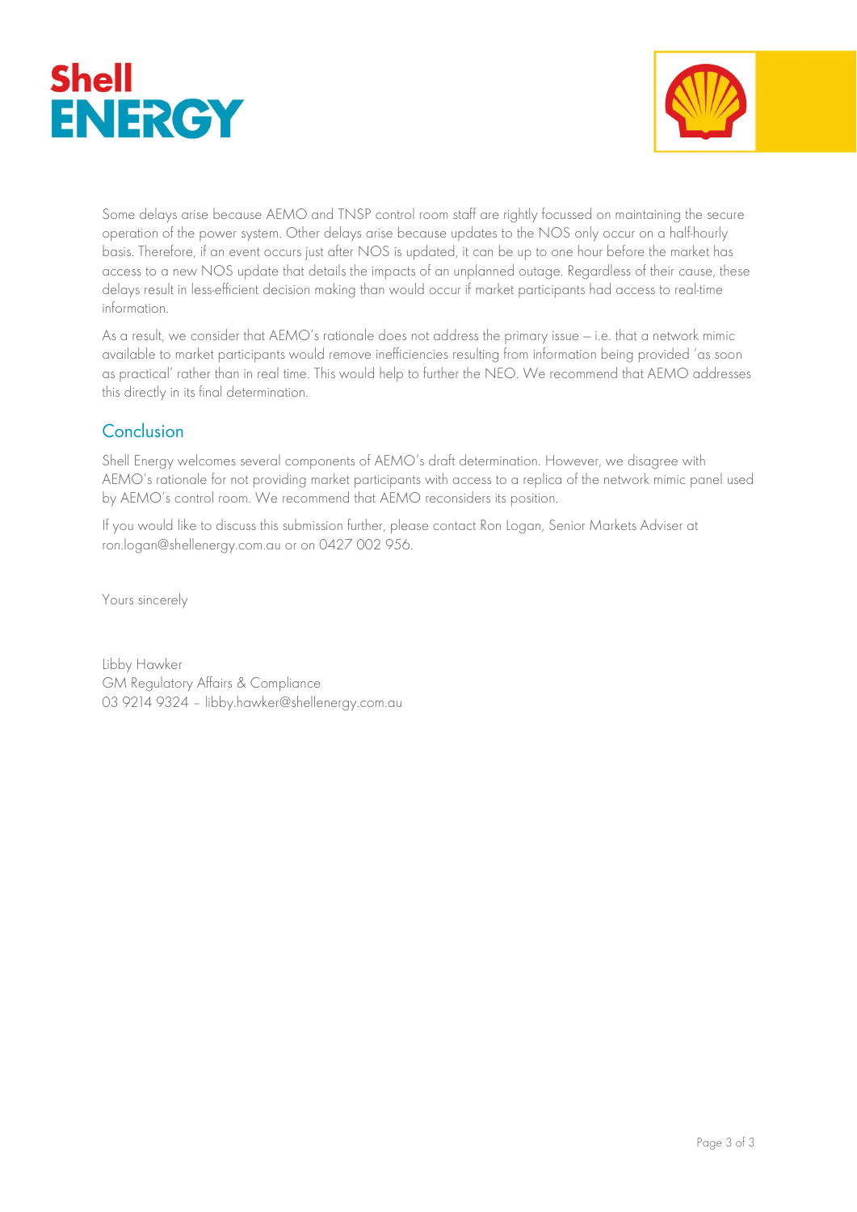Some delays arise because AEMO and TNSP control room staff are rightly focussed on maintaining the secure operation of the power system. Other delays arise because updates to the NOS only occur on a half-hourly basis. Therefore, if an event occurs just after NOS is updated, it can be up to one hour before the market has access to a new NOS update that details the impacts of an unplanned outage. Regardless of their cause, these delays result in less-efficient decision making than would occur if market participants had access to real-time information.

As a result, we consider that AEMO's rationale does not address the primary issue – i.e. that a network mimic available to market participants would remove inefficiencies resulting from information being provided 'as soon as practical' rather than in real time. This would help to further the NEO. We recommend that AEMO addresses this directly in its final determination.

## Conclusion

Shell Energy welcomes several components of AEMO's draft determination. However, we disagree with AEMO's rationale for not providing market participants with access to a replica of the network mimic panel used by AEMO's control room. We recommend that AEMO reconsiders its position.

If you would like to discuss this submission further, please contact Ron Logan, Senior Markets Adviser at ron.logan@shellenergy.com.au or on 0427 002 956.

Yours sincerely

Libby Hawker
GM Regulatory Affairs & Compliance
03 9214 9324 – libby.hawker@shellenergy.com.au